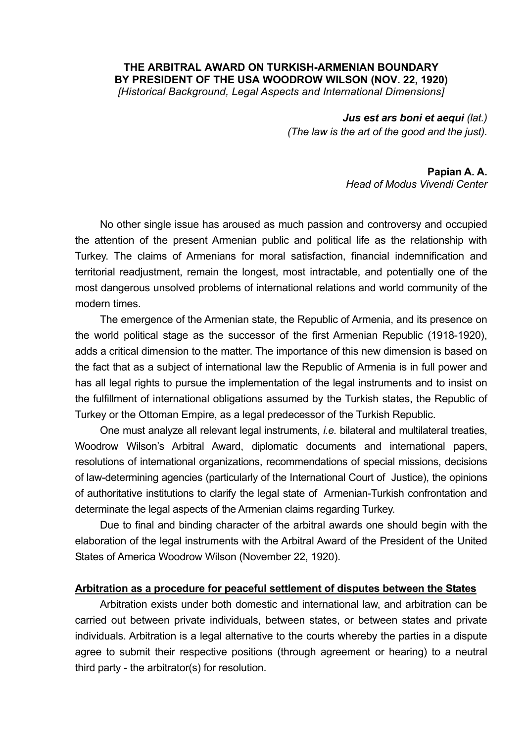**THE ARBITRAL AWARD ON TURKISH-ARMENIAN BOUNDARY BY PRESIDENT OF THE USA WOODROW WILSON (NOV. 22, 1920)**
*[Historical Background, Legal Aspects and International Dimensions]*

***Jus est ars boni et aequi*** *(lat.)*
*(The law is the art of the good and the just).*

**Papian A. A.**
*Head of Modus Vivendi Center*

No other single issue has aroused as much passion and controversy and occupied the attention of the present Armenian public and political life as the relationship with Turkey. The claims of Armenians for moral satisfaction, financial indemnification and territorial readjustment, remain the longest, most intractable, and potentially one of the most dangerous unsolved problems of international relations and world community of the modern times.

The emergence of the Armenian state, the Republic of Armenia, and its presence on the world political stage as the successor of the first Armenian Republic (1918-1920), adds a critical dimension to the matter. The importance of this new dimension is based on the fact that as a subject of international law the Republic of Armenia is in full power and has all legal rights to pursue the implementation of the legal instruments and to insist on the fulfillment of international obligations assumed by the Turkish states, the Republic of Turkey or the Ottoman Empire, as a legal predecessor of the Turkish Republic.

One must analyze all relevant legal instruments, *i.e.* bilateral and multilateral treaties, Woodrow Wilson's Arbitral Award, diplomatic documents and international papers, resolutions of international organizations, recommendations of special missions, decisions of law-determining agencies (particularly of the International Court of Justice), the opinions of authoritative institutions to clarify the legal state of Armenian-Turkish confrontation and determinate the legal aspects of the Armenian claims regarding Turkey.

Due to final and binding character of the arbitral awards one should begin with the elaboration of the legal instruments with the Arbitral Award of the President of the United States of America Woodrow Wilson (November 22, 1920).

## Arbitration as a procedure for peaceful settlement of disputes between the States

Arbitration exists under both domestic and international law, and arbitration can be carried out between private individuals, between states, or between states and private individuals. Arbitration is a legal alternative to the courts whereby the parties in a dispute agree to submit their respective positions (through agreement or hearing) to a neutral third party - the arbitrator(s) for resolution.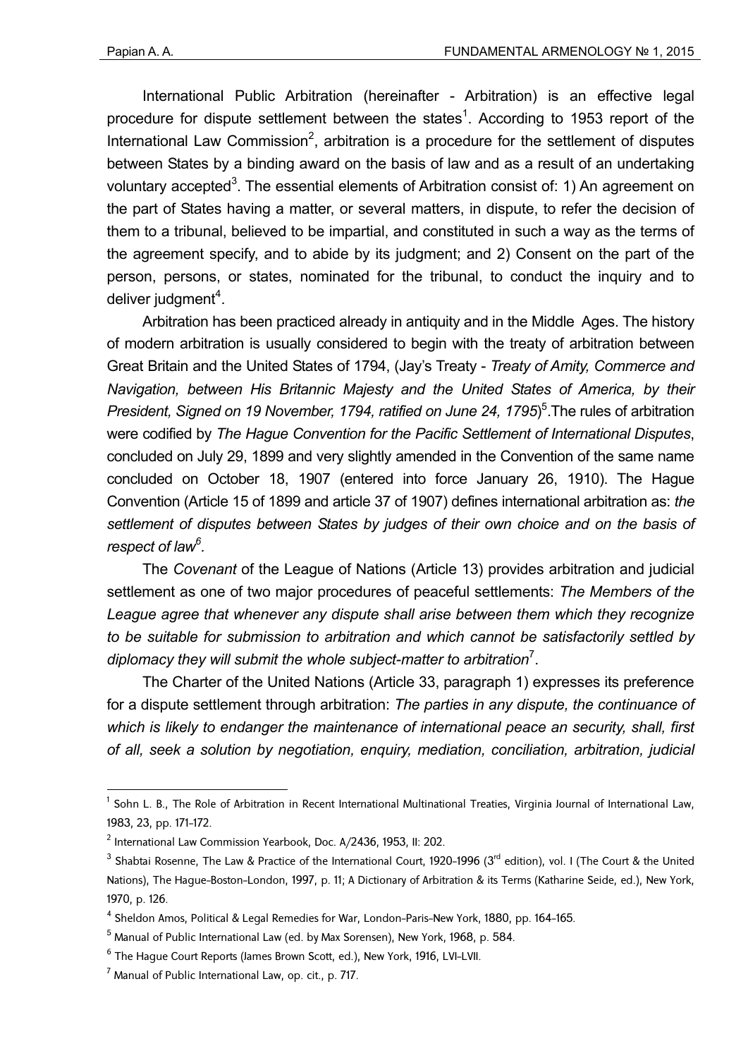International Public Arbitration (hereinafter - Arbitration) is an effective legal procedure for dispute settlement between the states[1]. According to 1953 report of the International Law Commission[2], arbitration is a procedure for the settlement of disputes between States by a binding award on the basis of law and as a result of an undertaking voluntary accepted[3]. The essential elements of Arbitration consist of: 1) An agreement on the part of States having a matter, or several matters, in dispute, to refer the decision of them to a tribunal, believed to be impartial, and constituted in such a way as the terms of the agreement specify, and to abide by its judgment; and 2) Consent on the part of the person, persons, or states, nominated for the tribunal, to conduct the inquiry and to deliver judgment[4].

Arbitration has been practiced already in antiquity and in the Middle Ages. The history of modern arbitration is usually considered to begin with the treaty of arbitration between Great Britain and the United States of 1794, (Jay's Treaty - *Treaty of Amity, Commerce and Navigation, between His Britannic Majesty and the United States of America, by their President, Signed on 19 November, 1794, ratified on June 24, 1795*)[5].The rules of arbitration were codified by *The Hague Convention for the Pacific Settlement of International Disputes*, concluded on July 29, 1899 and very slightly amended in the Convention of the same name concluded on October 18, 1907 (entered into force January 26, 1910). The Hague Convention (Article 15 of 1899 and article 37 of 1907) defines international arbitration as: *the settlement of disputes between States by judges of their own choice and on the basis of respect of law*[6].

The *Covenant* of the League of Nations (Article 13) provides arbitration and judicial settlement as one of two major procedures of peaceful settlements: *The Members of the League agree that whenever any dispute shall arise between them which they recognize to be suitable for submission to arbitration and which cannot be satisfactorily settled by diplomacy they will submit the whole subject-matter to arbitration*[7].

The Charter of the United Nations (Article 33, paragraph 1) expresses its preference for a dispute settlement through arbitration: *The parties in any dispute, the continuance of which is likely to endanger the maintenance of international peace an security, shall, first of all, seek a solution by negotiation, enquiry, mediation, conciliation, arbitration, judicial*

---

[1] Sohn L. B., The Role of Arbitration in Recent International Multinational Treaties, Virginia Journal of International Law, 1983, 23, pp. 171-172.

[2] International Law Commission Yearbook, Doc. A/2436, 1953, II: 202.

[3] Shabtai Rosenne, The Law & Practice of the International Court, 1920-1996 (3rd edition), vol. I (The Court & the United Nations), The Hague-Boston-London, 1997, p. 11; A Dictionary of Arbitration & its Terms (Katharine Seide, ed.), New York, 1970, p. 126.

[4] Sheldon Amos, Political & Legal Remedies for War, London-Paris-New York, 1880, pp. 164-165.

[5] Manual of Public International Law (ed. by Max Sorensen), New York, 1968, p. 584.

[6] The Hague Court Reports (James Brown Scott, ed.), New York, 1916, LVI-LVII.

[7] Manual of Public International Law, op. cit., p. 717.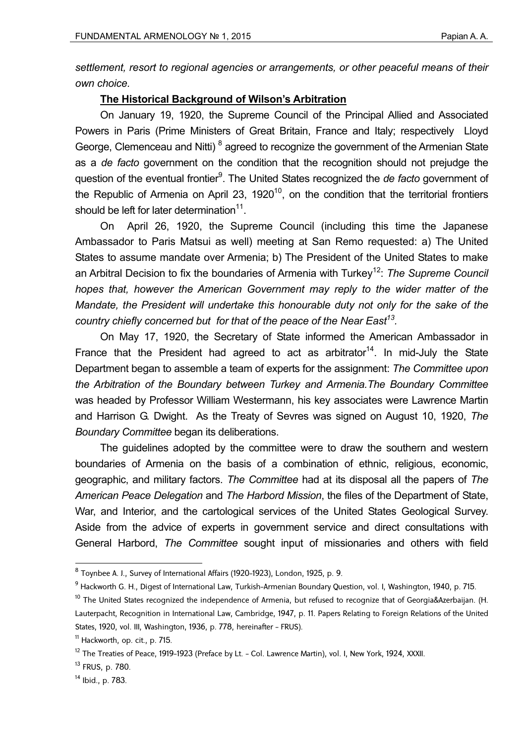*settlement, resort to regional agencies or arrangements, or other peaceful means of their own choice.*

## The Historical Background of Wilson's Arbitration

On January 19, 1920, the Supreme Council of the Principal Allied and Associated Powers in Paris (Prime Ministers of Great Britain, France and Italy; respectively Lloyd George, Clemenceau and Nitti) [8] agreed to recognize the government of the Armenian State as a *de facto* government on the condition that the recognition should not prejudge the question of the eventual frontier[9]. The United States recognized the *de facto* government of the Republic of Armenia on April 23, 1920[10], on the condition that the territorial frontiers should be left for later determination[11].

On April 26, 1920, the Supreme Council (including this time the Japanese Ambassador to Paris Matsui as well) meeting at San Remo requested: a) The United States to assume mandate over Armenia; b) The President of the United States to make an Arbitral Decision to fix the boundaries of Armenia with Turkey[12]: *The Supreme Council hopes that, however the American Government may reply to the wider matter of the Mandate, the President will undertake this honourable duty not only for the sake of the country chiefly concerned but for that of the peace of the Near East[13].*

On May 17, 1920, the Secretary of State informed the American Ambassador in France that the President had agreed to act as arbitrator[14]. In mid-July the State Department began to assemble a team of experts for the assignment: *The Committee upon the Arbitration of the Boundary between Turkey and Armenia.The Boundary Committee* was headed by Professor William Westermann, his key associates were Lawrence Martin and Harrison G. Dwight. As the Treaty of Sevres was signed on August 10, 1920, *The Boundary Committee* began its deliberations.

The guidelines adopted by the committee were to draw the southern and western boundaries of Armenia on the basis of a combination of ethnic, religious, economic, geographic, and military factors. *The Committee* had at its disposal all the papers of *The American Peace Delegation* and *The Harbord Mission*, the files of the Department of State, War, and Interior, and the cartological services of the United States Geological Survey. Aside from the advice of experts in government service and direct consultations with General Harbord, *The Committee* sought input of missionaries and others with field

---

[8] Toynbee A. J., Survey of International Affairs (1920-1923), London, 1925, p. 9.

[9] Hackworth G. H., Digest of International Law, Turkish-Armenian Boundary Question, vol. I, Washington, 1940, p. 715.

[10] The United States recognized the independence of Armenia, but refused to recognize that of Georgia&Azerbaijan. (H. Lauterpacht, Recognition in International Law, Cambridge, 1947, p. 11. Papers Relating to Foreign Relations of the United States, 1920, vol. III, Washington, 1936, p. 778, hereinafter - FRUS).

[11] Hackworth, op. cit., p. 715.

[12] The Treaties of Peace, 1919-1923 (Preface by Lt. - Col. Lawrence Martin), vol. I, New York, 1924, XXXII.

[13] FRUS, p. 780.

[14] Ibid., p. 783.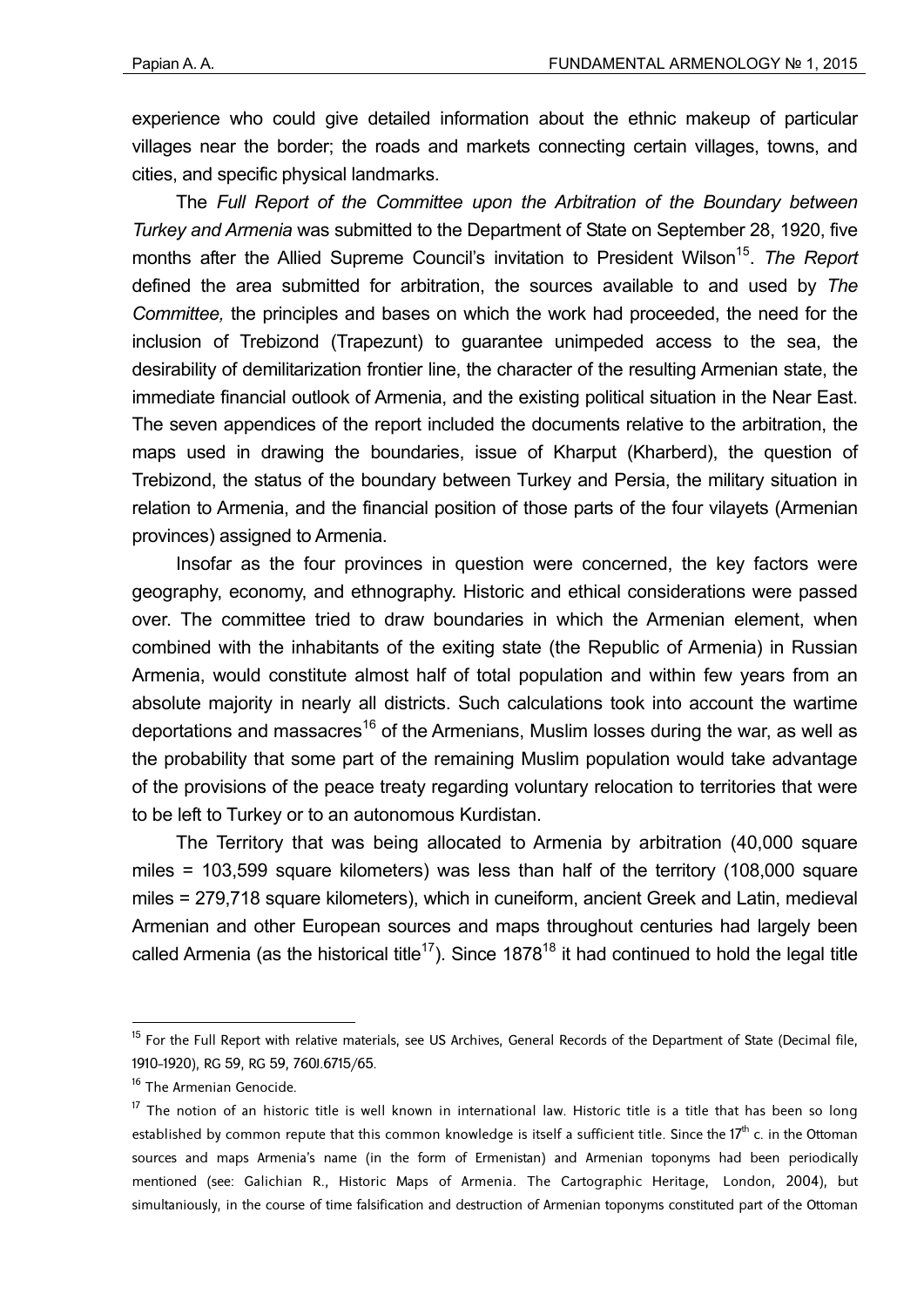experience who could give detailed information about the ethnic makeup of particular villages near the border; the roads and markets connecting certain villages, towns, and cities, and specific physical landmarks.

The *Full Report of the Committee upon the Arbitration of the Boundary between Turkey and Armenia* was submitted to the Department of State on September 28, 1920, five months after the Allied Supreme Council's invitation to President Wilson[15]. *The Report* defined the area submitted for arbitration, the sources available to and used by *The Committee,* the principles and bases on which the work had proceeded, the need for the inclusion of Trebizond (Trapezunt) to guarantee unimpeded access to the sea, the desirability of demilitarization frontier line, the character of the resulting Armenian state, the immediate financial outlook of Armenia, and the existing political situation in the Near East. The seven appendices of the report included the documents relative to the arbitration, the maps used in drawing the boundaries, issue of Kharput (Kharberd), the question of Trebizond, the status of the boundary between Turkey and Persia, the military situation in relation to Armenia, and the financial position of those parts of the four vilayets (Armenian provinces) assigned to Armenia.

Insofar as the four provinces in question were concerned, the key factors were geography, economy, and ethnography. Historic and ethical considerations were passed over. The committee tried to draw boundaries in which the Armenian element, when combined with the inhabitants of the exiting state (the Republic of Armenia) in Russian Armenia, would constitute almost half of total population and within few years from an absolute majority in nearly all districts. Such calculations took into account the wartime deportations and massacres[16] of the Armenians, Muslim losses during the war, as well as the probability that some part of the remaining Muslim population would take advantage of the provisions of the peace treaty regarding voluntary relocation to territories that were to be left to Turkey or to an autonomous Kurdistan.

The Territory that was being allocated to Armenia by arbitration (40,000 square miles = 103,599 square kilometers) was less than half of the territory (108,000 square miles = 279,718 square kilometers), which in cuneiform, ancient Greek and Latin, medieval Armenian and other European sources and maps throughout centuries had largely been called Armenia (as the historical title[17]). Since 1878[18] it had continued to hold the legal title

---

[15] For the Full Report with relative materials, see US Archives, General Records of the Department of State (Decimal file, 1910-1920), RG 59, RG 59, 760J.6715/65.

[16] The Armenian Genocide.

[17] The notion of an historic title is well known in international law. Historic title is a title that has been so long established by common repute that this common knowledge is itself a sufficient title. Since the 17th c. in the Ottoman sources and maps Armenia's name (in the form of Ermenistan) and Armenian toponyms had been periodically mentioned (see: Galichian R., Historic Maps of Armenia. The Cartographic Heritage, London, 2004), but simultaniously, in the course of time falsification and destruction of Armenian toponyms constituted part of the Ottoman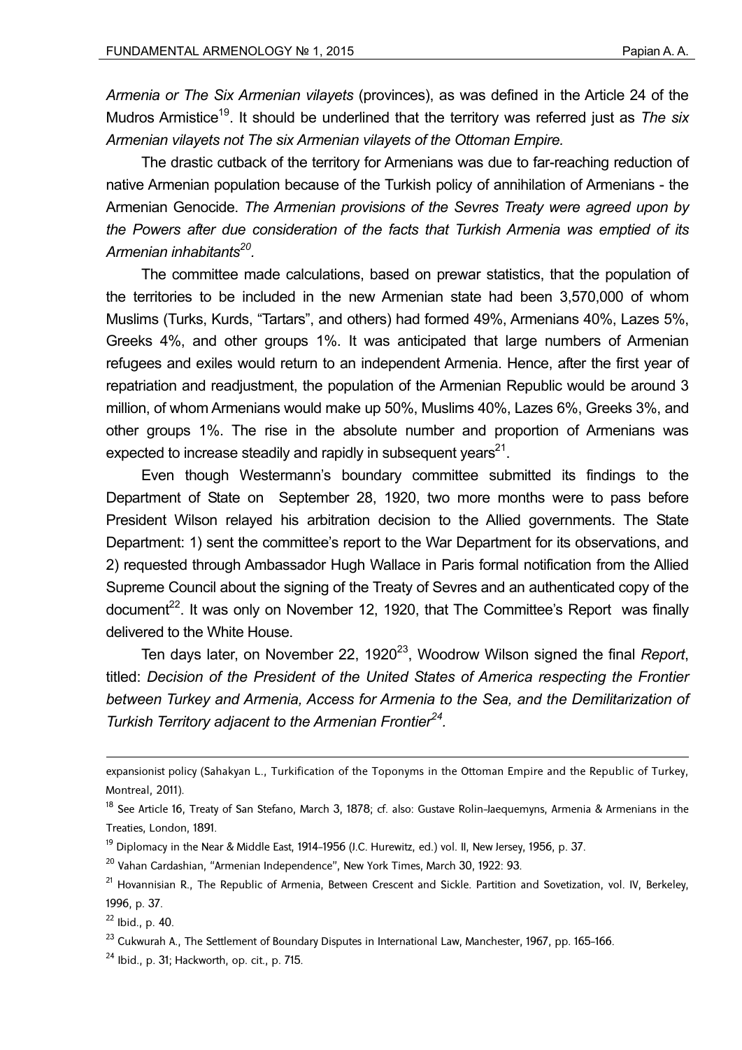*Armenia or The Six Armenian vilayets* (provinces), as was defined in the Article 24 of the Mudros Armistice[19]. It should be underlined that the territory was referred just as *The six Armenian vilayets not The six Armenian vilayets of the Ottoman Empire*.

The drastic cutback of the territory for Armenians was due to far-reaching reduction of native Armenian population because of the Turkish policy of annihilation of Armenians - the Armenian Genocide. *The Armenian provisions of the Sevres Treaty were agreed upon by the Powers after due consideration of the facts that Turkish Armenia was emptied of its Armenian inhabitants*[20].

The committee made calculations, based on prewar statistics, that the population of the territories to be included in the new Armenian state had been 3,570,000 of whom Muslims (Turks, Kurds, "Tartars", and others) had formed 49%, Armenians 40%, Lazes 5%, Greeks 4%, and other groups 1%. It was anticipated that large numbers of Armenian refugees and exiles would return to an independent Armenia. Hence, after the first year of repatriation and readjustment, the population of the Armenian Republic would be around 3 million, of whom Armenians would make up 50%, Muslims 40%, Lazes 6%, Greeks 3%, and other groups 1%. The rise in the absolute number and proportion of Armenians was expected to increase steadily and rapidly in subsequent years[21].

Even though Westermann's boundary committee submitted its findings to the Department of State on September 28, 1920, two more months were to pass before President Wilson relayed his arbitration decision to the Allied governments. The State Department: 1) sent the committee's report to the War Department for its observations, and 2) requested through Ambassador Hugh Wallace in Paris formal notification from the Allied Supreme Council about the signing of the Treaty of Sevres and an authenticated copy of the document[22]. It was only on November 12, 1920, that The Committee's Report was finally delivered to the White House.

Ten days later, on November 22, 1920[23], Woodrow Wilson signed the final *Report*, titled: *Decision of the President of the United States of America respecting the Frontier between Turkey and Armenia, Access for Armenia to the Sea, and the Demilitarization of Turkish Territory adjacent to the Armenian Frontier*[24].

---

expansionist policy (Sahakyan L., Turkification of the Toponyms in the Ottoman Empire and the Republic of Turkey, Montreal, 2011).

[18] See Article 16, Treaty of San Stefano, March 3, 1878; cf. also: Gustave Rolin-Jaequemyns, Armenia & Armenians in the Treaties, London, 1891.

[19] Diplomacy in the Near & Middle East, 1914-1956 (J.C. Hurewitz, ed.) vol. II, New Jersey, 1956, p. 37.

[20] Vahan Cardashian, "Armenian Independence", New York Times, March 30, 1922: 93.

[21] Hovannisian R., The Republic of Armenia, Between Crescent and Sickle. Partition and Sovetization, vol. IV, Berkeley, 1996, p. 37.

[22] Ibid., p. 40.

[23] Cukwurah A., The Settlement of Boundary Disputes in International Law, Manchester, 1967, pp. 165-166.

[24] Ibid., p. 31; Hackworth, op. cit., p. 715.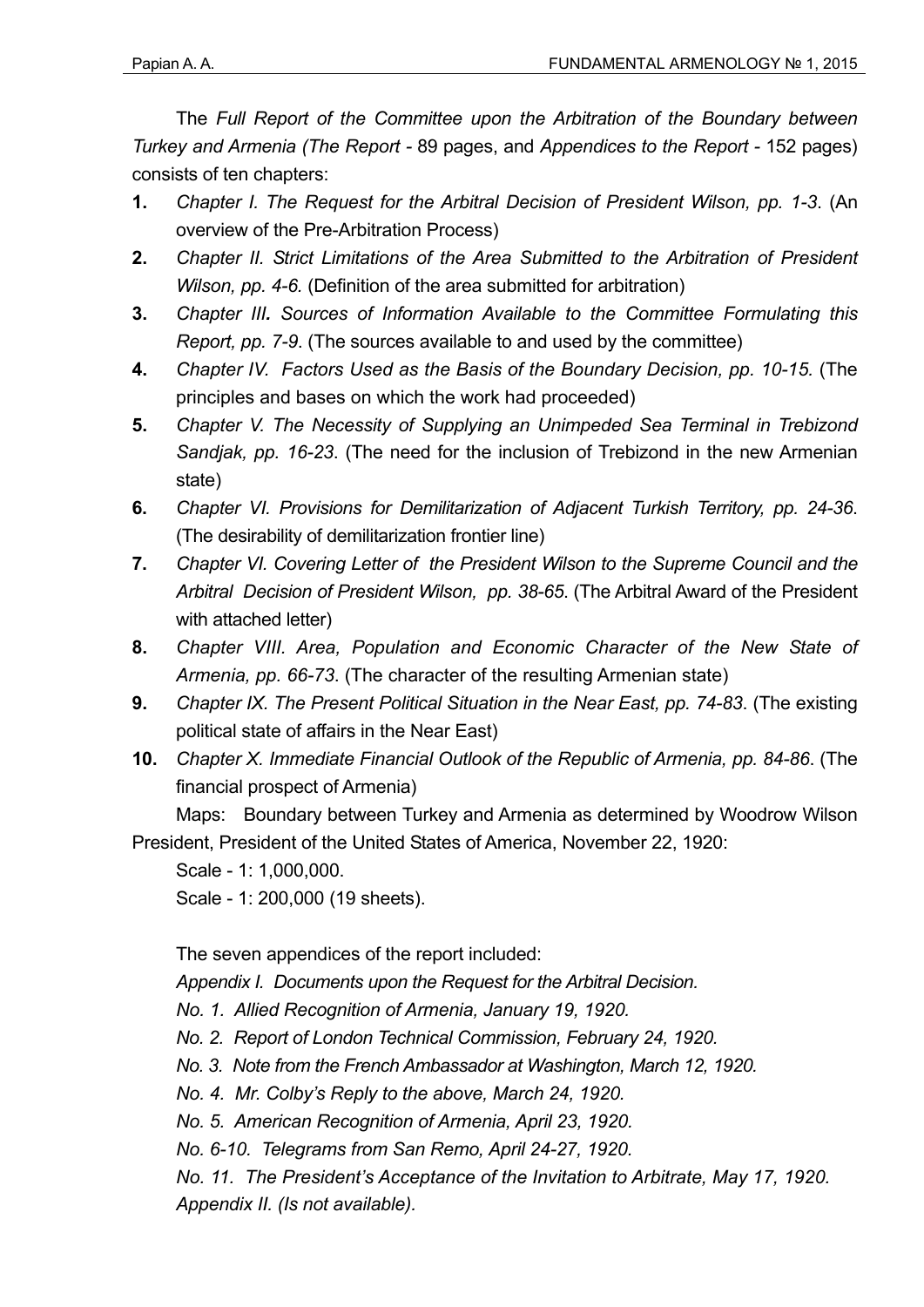The *Full Report of the Committee upon the Arbitration of the Boundary between Turkey and Armenia (The Report* - 89 pages, and *Appendices to the Report* - 152 pages) consists of ten chapters:

1. *Chapter I. The Request for the Arbitral Decision of President Wilson, pp. 1-3*. (An overview of the Pre-Arbitration Process)
2. *Chapter II. Strict Limitations of the Area Submitted to the Arbitration of President Wilson, pp. 4-6.* (Definition of the area submitted for arbitration)
3. *Chapter III. Sources of Information Available to the Committee Formulating this Report, pp. 7-9*. (The sources available to and used by the committee)
4. *Chapter IV. Factors Used as the Basis of the Boundary Decision, pp. 10-15.* (The principles and bases on which the work had proceeded)
5. *Chapter V. The Necessity of Supplying an Unimpeded Sea Terminal in Trebizond Sandjak, pp. 16-23*. (The need for the inclusion of Trebizond in the new Armenian state)
6. *Chapter VI. Provisions for Demilitarization of Adjacent Turkish Territory, pp. 24-36*. (The desirability of demilitarization frontier line)
7. *Chapter VI. Covering Letter of the President Wilson to the Supreme Council and the Arbitral Decision of President Wilson, pp. 38-65*. (The Arbitral Award of the President with attached letter)
8. *Chapter VIII. Area, Population and Economic Character of the New State of Armenia, pp. 66-73*. (The character of the resulting Armenian state)
9. *Chapter IX. The Present Political Situation in the Near East, pp. 74-83*. (The existing political state of affairs in the Near East)
10. *Chapter X. Immediate Financial Outlook of the Republic of Armenia, pp. 84-86*. (The financial prospect of Armenia)

Maps: Boundary between Turkey and Armenia as determined by Woodrow Wilson President, President of the United States of America, November 22, 1920:

Scale - 1: 1,000,000.

Scale - 1: 200,000 (19 sheets).

The seven appendices of the report included:

*Appendix I. Documents upon the Request for the Arbitral Decision.*

*No. 1. Allied Recognition of Armenia, January 19, 1920.*

*No. 2. Report of London Technical Commission, February 24, 1920.*

*No. 3. Note from the French Ambassador at Washington, March 12, 1920.*

*No. 4. Mr. Colby's Reply to the above, March 24, 1920.*

*No. 5. American Recognition of Armenia, April 23, 1920.*

*No. 6-10. Telegrams from San Remo, April 24-27, 1920.*

*No. 11. The President's Acceptance of the Invitation to Arbitrate, May 17, 1920.*

*Appendix II. (Is not available).*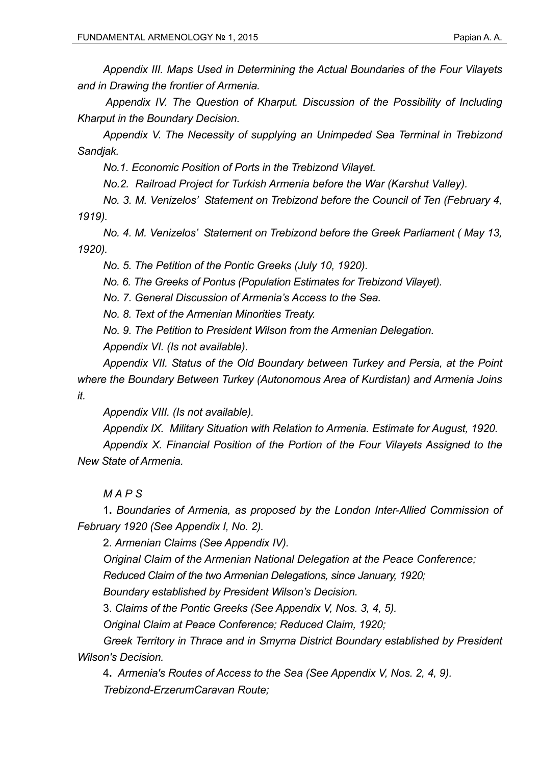*Appendix III. Maps Used in Determining the Actual Boundaries of the Four Vilayets and in Drawing the frontier of Armenia.*

*Appendix IV. The Question of Kharput. Discussion of the Possibility of Including Kharput in the Boundary Decision.*

*Appendix V. The Necessity of supplying an Unimpeded Sea Terminal in Trebizond Sandjak.*

*No.1. Economic Position of Ports in the Trebizond Vilayet.*

*No.2. Railroad Project for Turkish Armenia before the War (Karshut Valley).*

*No. 3. M. Venizelos' Statement on Trebizond before the Council of Ten (February 4, 1919).*

*No. 4. M. Venizelos' Statement on Trebizond before the Greek Parliament ( May 13, 1920).*

*No. 5. The Petition of the Pontic Greeks (July 10, 1920).*

*No. 6. The Greeks of Pontus (Population Estimates for Trebizond Vilayet).*

*No. 7. General Discussion of Armenia's Access to the Sea.*

*No. 8. Text of the Armenian Minorities Treaty.*

*No. 9. The Petition to President Wilson from the Armenian Delegation.*

*Appendix VI. (Is not available).*

*Appendix VII. Status of the Old Boundary between Turkey and Persia, at the Point where the Boundary Between Turkey (Autonomous Area of Kurdistan) and Armenia Joins it.*

*Appendix VIII. (Is not available).*

*Appendix IX. Military Situation with Relation to Armenia. Estimate for August, 1920.*

*Appendix X. Financial Position of the Portion of the Four Vilayets Assigned to the New State of Armenia.*

*M A P S*

1. *Boundaries of Armenia, as proposed by the London Inter-Allied Commission of February 1920 (See Appendix I, No. 2).*

2. *Armenian Claims (See Appendix IV).*

*Original Claim of the Armenian National Delegation at the Peace Conference;*

*Reduced Claim of the two Armenian Delegations, since January, 1920;*

*Boundary established by President Wilson's Decision.*

3. *Claims of the Pontic Greeks (See Appendix V, Nos. 3, 4, 5).*

*Original Claim at Peace Conference; Reduced Claim, 1920;*

*Greek Territory in Thrace and in Smyrna District Boundary established by President Wilson's Decision.*

4. *Armenia's Routes of Access to the Sea (See Appendix V, Nos. 2, 4, 9).*

*Trebizond-ErzerumCaravan Route;*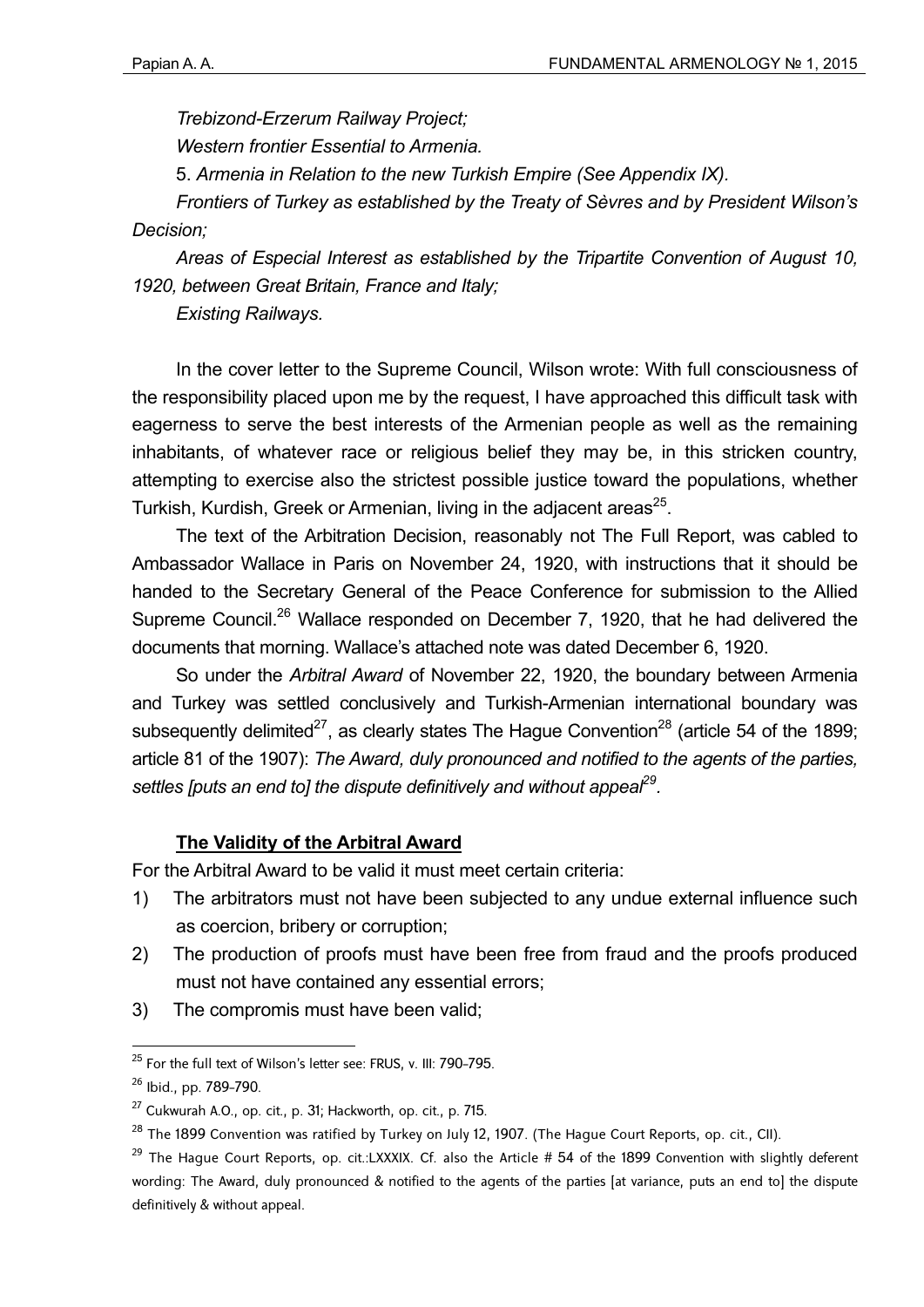*Trebizond-Erzerum Railway Project;*

*Western frontier Essential to Armenia.*

5. *Armenia in Relation to the new Turkish Empire (See Appendix IX).*

*Frontiers of Turkey as established by the Treaty of Sèvres and by President Wilson's Decision;*

*Areas of Especial Interest as established by the Tripartite Convention of August 10, 1920, between Great Britain, France and Italy;*

*Existing Railways.*

In the cover letter to the Supreme Council, Wilson wrote: With full consciousness of the responsibility placed upon me by the request, I have approached this difficult task with eagerness to serve the best interests of the Armenian people as well as the remaining inhabitants, of whatever race or religious belief they may be, in this stricken country, attempting to exercise also the strictest possible justice toward the populations, whether Turkish, Kurdish, Greek or Armenian, living in the adjacent areas[25].

The text of the Arbitration Decision, reasonably not The Full Report, was cabled to Ambassador Wallace in Paris on November 24, 1920, with instructions that it should be handed to the Secretary General of the Peace Conference for submission to the Allied Supreme Council.[26] Wallace responded on December 7, 1920, that he had delivered the documents that morning. Wallace's attached note was dated December 6, 1920.

So under the *Arbitral Award* of November 22, 1920, the boundary between Armenia and Turkey was settled conclusively and Turkish-Armenian international boundary was subsequently delimited[27], as clearly states The Hague Convention[28] (article 54 of the 1899; article 81 of the 1907): *The Award, duly pronounced and notified to the agents of the parties, settles [puts an end to] the dispute definitively and without appeal*[29].

## The Validity of the Arbitral Award

For the Arbitral Award to be valid it must meet certain criteria:

1) The arbitrators must not have been subjected to any undue external influence such as coercion, bribery or corruption;
2) The production of proofs must have been free from fraud and the proofs produced must not have contained any essential errors;
3) The compromis must have been valid;

---

[25] For the full text of Wilson's letter see: FRUS, v. III: 790-795.

[26] Ibid., pp. 789-790.

[27] Cukwurah A.O., op. cit., p. 31; Hackworth, op. cit., p. 715.

[28] The 1899 Convention was ratified by Turkey on July 12, 1907. (The Hague Court Reports, op. cit., CII).

[29] The Hague Court Reports, op. cit.:LXXXIX. Cf. also the Article # 54 of the 1899 Convention with slightly deferent wording: The Award, duly pronounced & notified to the agents of the parties [at variance, puts an end to] the dispute definitively & without appeal.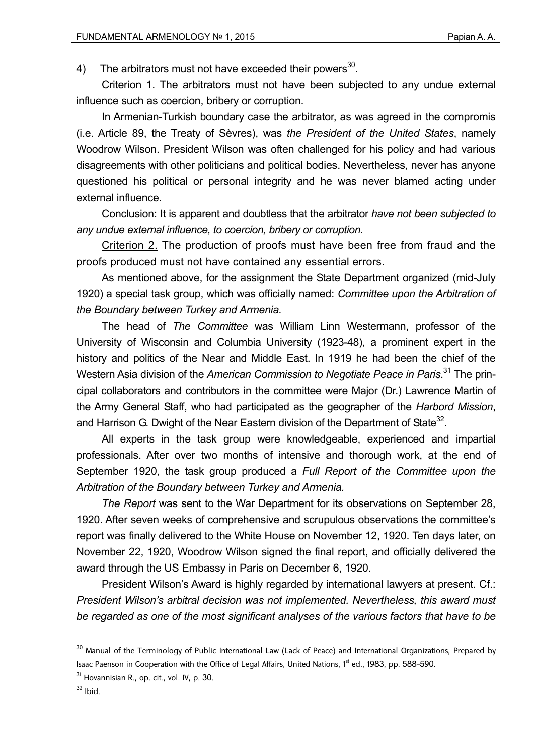4) The arbitrators must not have exceeded their powers[30].

Criterion 1. The arbitrators must not have been subjected to any undue external influence such as coercion, bribery or corruption.

In Armenian-Turkish boundary case the arbitrator, as was agreed in the compromis (i.e. Article 89, the Treaty of Sèvres), was *the President of the United States*, namely Woodrow Wilson. President Wilson was often challenged for his policy and had various disagreements with other politicians and political bodies. Nevertheless, never has anyone questioned his political or personal integrity and he was never blamed acting under external influence.

Conclusion: It is apparent and doubtless that the arbitrator *have not been subjected to any undue external influence, to coercion, bribery or corruption.*

Criterion 2. The production of proofs must have been free from fraud and the proofs produced must not have contained any essential errors.

As mentioned above, for the assignment the State Department organized (mid-July 1920) a special task group, which was officially named: *Committee upon the Arbitration of the Boundary between Turkey and Armenia.*

The head of *The Committee* was William Linn Westermann, professor of the University of Wisconsin and Columbia University (1923-48), a prominent expert in the history and politics of the Near and Middle East. In 1919 he had been the chief of the Western Asia division of the *American Commission to Negotiate Peace in Paris*.[31] The principal collaborators and contributors in the committee were Major (Dr.) Lawrence Martin of the Army General Staff, who had participated as the geographer of the *Harbord Mission*, and Harrison G. Dwight of the Near Eastern division of the Department of State[32].

All experts in the task group were knowledgeable, experienced and impartial professionals. After over two months of intensive and thorough work, at the end of September 1920, the task group produced a *Full Report of the Committee upon the Arbitration of the Boundary between Turkey and Armenia.*

*The Report* was sent to the War Department for its observations on September 28, 1920. After seven weeks of comprehensive and scrupulous observations the committee's report was finally delivered to the White House on November 12, 1920. Ten days later, on November 22, 1920, Woodrow Wilson signed the final report, and officially delivered the award through the US Embassy in Paris on December 6, 1920.

President Wilson's Award is highly regarded by international lawyers at present. Cf.: *President Wilson's arbitral decision was not implemented. Nevertheless, this award must be regarded as one of the most significant analyses of the various factors that have to be*

---

[30] Manual of the Terminology of Public International Law (Lack of Peace) and International Organizations, Prepared by Isaac Paenson in Cooperation with the Office of Legal Affairs, United Nations, 1st ed., 1983, pp. 588-590.

[31] Hovannisian R., op. cit., vol. IV, p. 30.

[32] Ibid.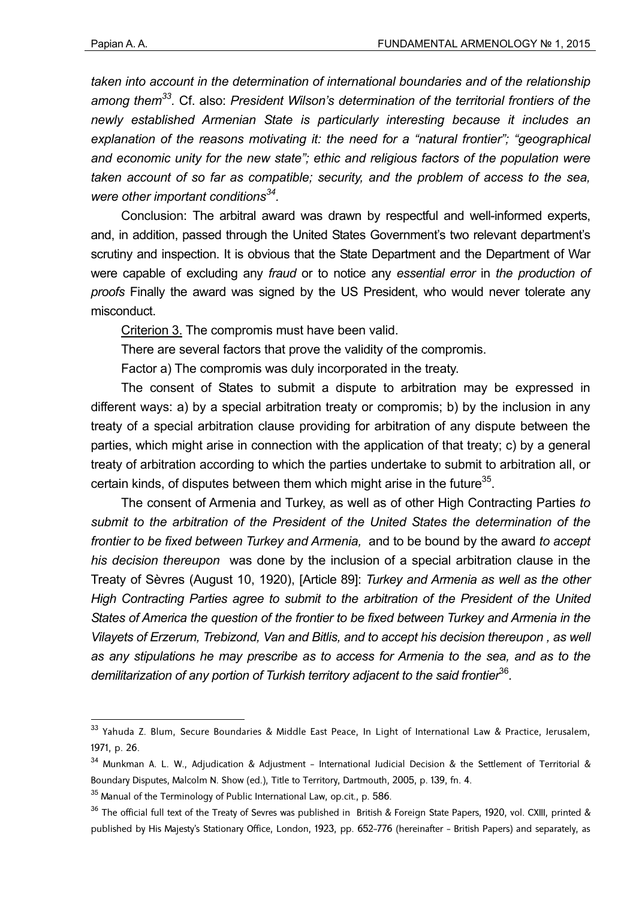*taken into account in the determination of international boundaries and of the relationship among them*[33]. Cf. also: *President Wilson's determination of the territorial frontiers of the newly established Armenian State is particularly interesting because it includes an explanation of the reasons motivating it: the need for a "natural frontier"; "geographical and economic unity for the new state"; ethic and religious factors of the population were taken account of so far as compatible; security, and the problem of access to the sea, were other important conditions*[34].

Conclusion: The arbitral award was drawn by respectful and well-informed experts, and, in addition, passed through the United States Government's two relevant department's scrutiny and inspection. It is obvious that the State Department and the Department of War were capable of excluding any *fraud* or to notice any *essential error* in *the production of proofs* Finally the award was signed by the US President, who would never tolerate any misconduct.

<u>Criterion 3.</u> The compromis must have been valid.

There are several factors that prove the validity of the compromis.

Factor a) The compromis was duly incorporated in the treaty.

The consent of States to submit a dispute to arbitration may be expressed in different ways: a) by a special arbitration treaty or compromis; b) by the inclusion in any treaty of a special arbitration clause providing for arbitration of any dispute between the parties, which might arise in connection with the application of that treaty; c) by a general treaty of arbitration according to which the parties undertake to submit to arbitration all, or certain kinds, of disputes between them which might arise in the future[35].

The consent of Armenia and Turkey, as well as of other High Contracting Parties *to submit to the arbitration of the President of the United States the determination of the frontier to be fixed between Turkey and Armenia,* and to be bound by the award *to accept his decision thereupon* was done by the inclusion of a special arbitration clause in the Treaty of Sèvres (August 10, 1920), [Article 89]: *Turkey and Armenia as well as the other High Contracting Parties agree to submit to the arbitration of the President of the United States of America the question of the frontier to be fixed between Turkey and Armenia in the Vilayets of Erzerum, Trebizond, Van and Bitlis, and to accept his decision thereupon , as well as any stipulations he may prescribe as to access for Armenia to the sea, and as to the demilitarization of any portion of Turkish territory adjacent to the said frontier*[36].

---

[33] Yahuda Z. Blum, Secure Boundaries & Middle East Peace, In Light of International Law & Practice, Jerusalem, 1971, p. 26.

[34] Munkman A. L. W., Adjudication & Adjustment – International Judicial Decision & the Settlement of Territorial & Boundary Disputes, Malcolm N. Show (ed.), Title to Territory, Dartmouth, 2005, p. 139, fn. 4.

[35] Manual of the Terminology of Public International Law, op.cit., p. 586.

[36] The official full text of the Treaty of Sevres was published in British & Foreign State Papers, 1920, vol. CXIII, printed & published by His Majesty's Stationary Office, London, 1923, pp. 652–776 (hereinafter – British Papers) and separately, as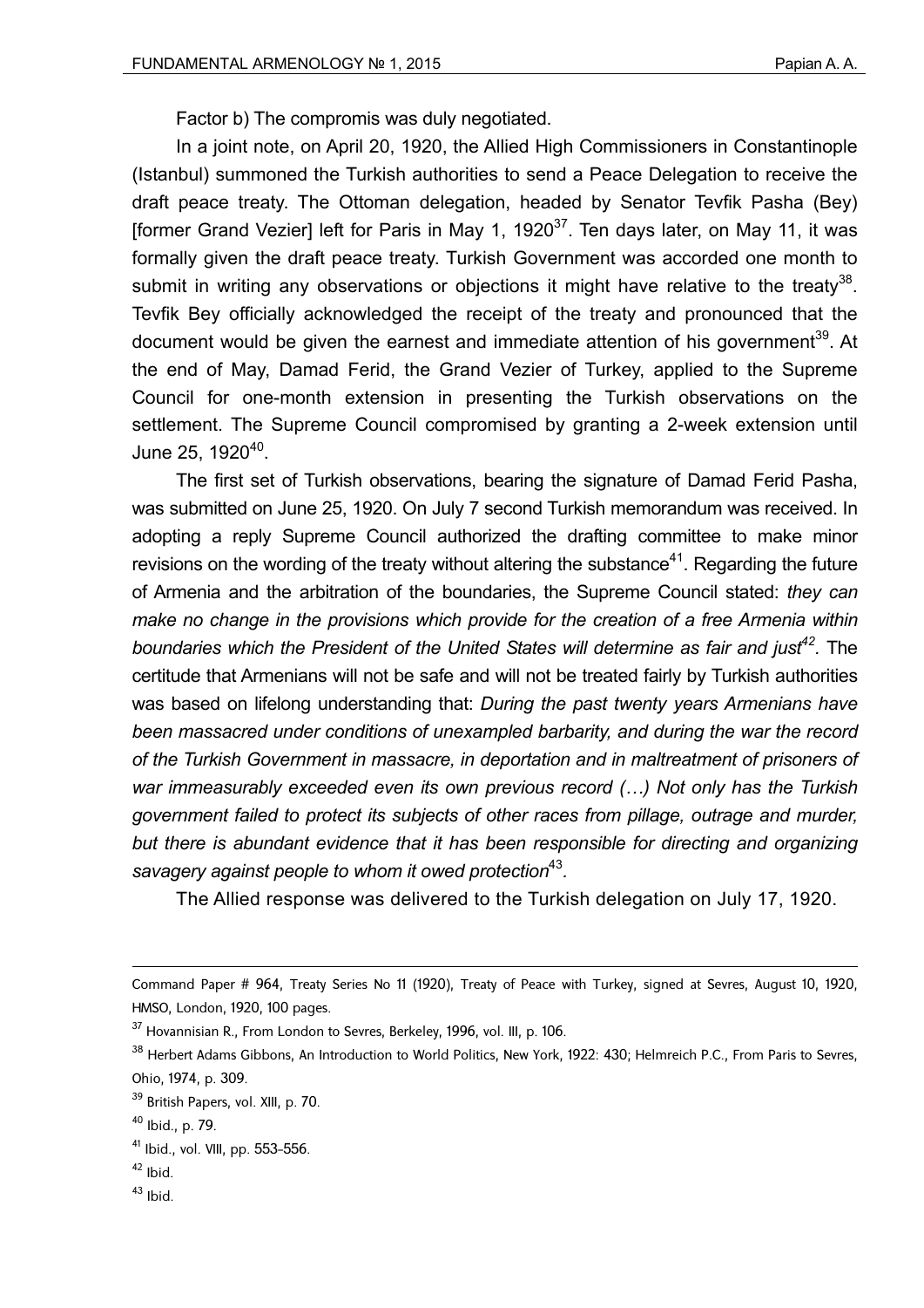Factor b) The compromis was duly negotiated.

In a joint note, on April 20, 1920, the Allied High Commissioners in Constantinople (Istanbul) summoned the Turkish authorities to send a Peace Delegation to receive the draft peace treaty. The Ottoman delegation, headed by Senator Tevfik Pasha (Bey) [former Grand Vezier] left for Paris in May 1, 1920[37]. Ten days later, on May 11, it was formally given the draft peace treaty. Turkish Government was accorded one month to submit in writing any observations or objections it might have relative to the treaty[38]. Tevfik Bey officially acknowledged the receipt of the treaty and pronounced that the document would be given the earnest and immediate attention of his government[39]. At the end of May, Damad Ferid, the Grand Vezier of Turkey, applied to the Supreme Council for one-month extension in presenting the Turkish observations on the settlement. The Supreme Council compromised by granting a 2-week extension until June 25, 1920[40].

The first set of Turkish observations, bearing the signature of Damad Ferid Pasha, was submitted on June 25, 1920. On July 7 second Turkish memorandum was received. In adopting a reply Supreme Council authorized the drafting committee to make minor revisions on the wording of the treaty without altering the substance[41]. Regarding the future of Armenia and the arbitration of the boundaries, the Supreme Council stated: *they can make no change in the provisions which provide for the creation of a free Armenia within boundaries which the President of the United States will determine as fair and just[42].* The certitude that Armenians will not be safe and will not be treated fairly by Turkish authorities was based on lifelong understanding that: *During the past twenty years Armenians have been massacred under conditions of unexampled barbarity, and during the war the record of the Turkish Government in massacre, in deportation and in maltreatment of prisoners of war immeasurably exceeded even its own previous record (…) Not only has the Turkish government failed to protect its subjects of other races from pillage, outrage and murder, but there is abundant evidence that it has been responsible for directing and organizing savagery against people to whom it owed protection[43].*

The Allied response was delivered to the Turkish delegation on July 17, 1920.

---

Command Paper # 964, Treaty Series No 11 (1920), Treaty of Peace with Turkey, signed at Sevres, August 10, 1920, HMSO, London, 1920, 100 pages.

[37] Hovannisian R., From London to Sevres, Berkeley, 1996, vol. III, p. 106.

[38] Herbert Adams Gibbons, An Introduction to World Politics, New York, 1922: 430; Helmreich P.C., From Paris to Sevres, Ohio, 1974, p. 309.

[39] British Papers, vol. XIII, p. 70.

[40] Ibid., p. 79.

[41] Ibid., vol. VIII, pp. 553-556.

[42] Ibid.

[43] Ibid.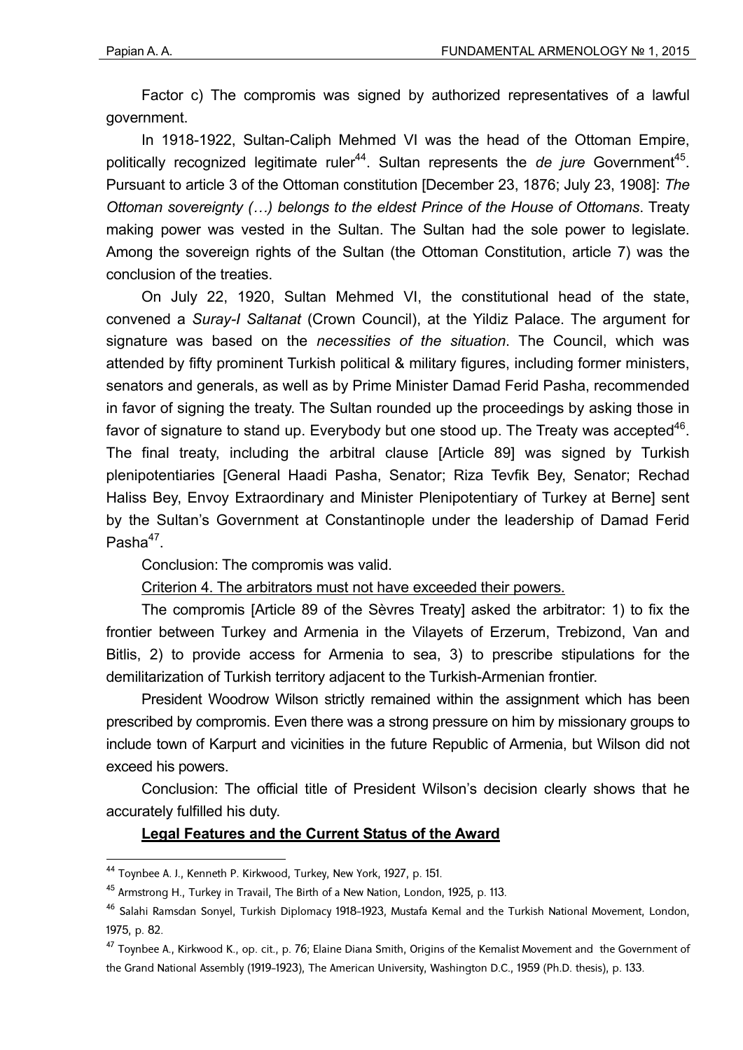Factor c) The compromis was signed by authorized representatives of a lawful government.

In 1918-1922, Sultan-Caliph Mehmed VI was the head of the Ottoman Empire, politically recognized legitimate ruler[44]. Sultan represents the *de jure* Government[45]. Pursuant to article 3 of the Ottoman constitution [December 23, 1876; July 23, 1908]: *The Ottoman sovereignty (…) belongs to the eldest Prince of the House of Ottomans*. Treaty making power was vested in the Sultan. The Sultan had the sole power to legislate. Among the sovereign rights of the Sultan (the Ottoman Constitution, article 7) was the conclusion of the treaties.

On July 22, 1920, Sultan Mehmed VI, the constitutional head of the state, convened a *Suray-I Saltanat* (Crown Council), at the Yildiz Palace. The argument for signature was based on the *necessities of the situation*. The Council, which was attended by fifty prominent Turkish political & military figures, including former ministers, senators and generals, as well as by Prime Minister Damad Ferid Pasha, recommended in favor of signing the treaty. The Sultan rounded up the proceedings by asking those in favor of signature to stand up. Everybody but one stood up. The Treaty was accepted[46]. The final treaty, including the arbitral clause [Article 89] was signed by Turkish plenipotentiaries [General Haadi Pasha, Senator; Riza Tevfik Bey, Senator; Rechad Haliss Bey, Envoy Extraordinary and Minister Plenipotentiary of Turkey at Berne] sent by the Sultan's Government at Constantinople under the leadership of Damad Ferid Pasha[47].

Conclusion: The compromis was valid.

Criterion 4. The arbitrators must not have exceeded their powers.

The compromis [Article 89 of the Sèvres Treaty] asked the arbitrator: 1) to fix the frontier between Turkey and Armenia in the Vilayets of Erzerum, Trebizond, Van and Bitlis, 2) to provide access for Armenia to sea, 3) to prescribe stipulations for the demilitarization of Turkish territory adjacent to the Turkish-Armenian frontier.

President Woodrow Wilson strictly remained within the assignment which has been prescribed by compromis. Even there was a strong pressure on him by missionary groups to include town of Karpurt and vicinities in the future Republic of Armenia, but Wilson did not exceed his powers.

Conclusion: The official title of President Wilson's decision clearly shows that he accurately fulfilled his duty.

**Legal Features and the Current Status of the Award**

---

[44] Toynbee A. J., Kenneth P. Kirkwood, Turkey, New York, 1927, p. 151.

[45] Armstrong H., Turkey in Travail, The Birth of a New Nation, London, 1925, p. 113.

[46] Salahi Ramsdan Sonyel, Turkish Diplomacy 1918-1923, Mustafa Kemal and the Turkish National Movement, London, 1975, p. 82.

[47] Toynbee A., Kirkwood K., op. cit., p. 76; Elaine Diana Smith, Origins of the Kemalist Movement and the Government of the Grand National Assembly (1919-1923), The American University, Washington D.C., 1959 (Ph.D. thesis), p. 133.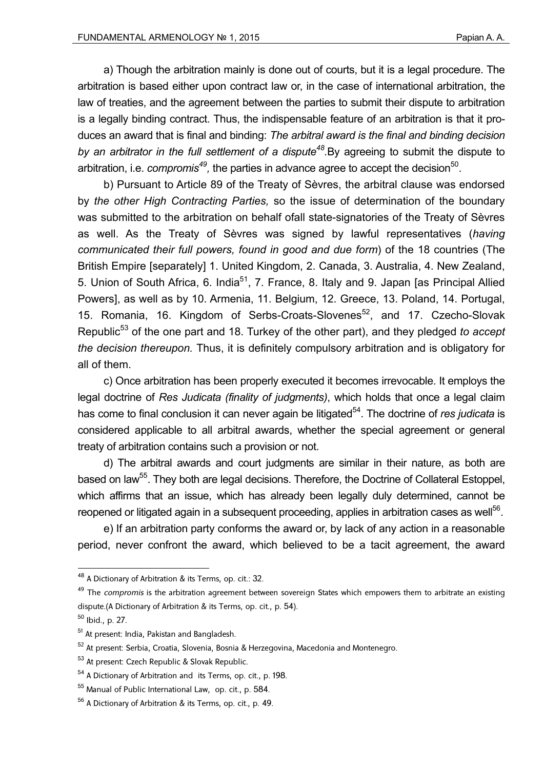a) Though the arbitration mainly is done out of courts, but it is a legal procedure. The arbitration is based either upon contract law or, in the case of international arbitration, the law of treaties, and the agreement between the parties to submit their dispute to arbitration is a legally binding contract. Thus, the indispensable feature of an arbitration is that it produces an award that is final and binding: *The arbitral award is the final and binding decision by an arbitrator in the full settlement of a dispute*[48].By agreeing to submit the dispute to arbitration, i.e. *compromis*[49], the parties in advance agree to accept the decision[50].

b) Pursuant to Article 89 of the Treaty of Sèvres, the arbitral clause was endorsed by *the other High Contracting Parties,* so the issue of determination of the boundary was submitted to the arbitration on behalf ofall state-signatories of the Treaty of Sèvres as well. As the Treaty of Sèvres was signed by lawful representatives (*having communicated their full powers, found in good and due form*) of the 18 countries (The British Empire [separately] 1. United Kingdom, 2. Canada, 3. Australia, 4. New Zealand, 5. Union of South Africa, 6. India[51], 7. France, 8. Italy and 9. Japan [as Principal Allied Powers], as well as by 10. Armenia, 11. Belgium, 12. Greece, 13. Poland, 14. Portugal, 15. Romania, 16. Kingdom of Serbs-Croats-Slovenes[52], and 17. Czecho-Slovak Republic[53] of the one part and 18. Turkey of the other part), and they pledged *to accept the decision thereupon.* Thus, it is definitely compulsory arbitration and is obligatory for all of them.

c) Once arbitration has been properly executed it becomes irrevocable. It employs the legal doctrine of *Res Judicata (finality of judgments)*, which holds that once a legal claim has come to final conclusion it can never again be litigated[54]. The doctrine of *res judicata* is considered applicable to all arbitral awards, whether the special agreement or general treaty of arbitration contains such a provision or not.

d) The arbitral awards and court judgments are similar in their nature, as both are based on law[55]. They both are legal decisions. Therefore, the Doctrine of Collateral Estoppel, which affirms that an issue, which has already been legally duly determined, cannot be reopened or litigated again in a subsequent proceeding, applies in arbitration cases as well[56].

e) If an arbitration party conforms the award or, by lack of any action in a reasonable period, never confront the award, which believed to be a tacit agreement, the award

---

[48] A Dictionary of Arbitration & its Terms, op. cit.: 32.

[49] The *compromis* is the arbitration agreement between sovereign States which empowers them to arbitrate an existing dispute.(A Dictionary of Arbitration & its Terms, op. cit., p. 54).

[50] Ibid., p. 27.

[51] At present: India, Pakistan and Bangladesh.

[52] At present: Serbia, Croatia, Slovenia, Bosnia & Herzegovina, Macedonia and Montenegro.

[53] At present: Czech Republic & Slovak Republic.

[54] A Dictionary of Arbitration and its Terms, op. cit., p. 198.

[55] Manual of Public International Law, op. cit., p. 584.

[56] A Dictionary of Arbitration & its Terms, op. cit., p. 49.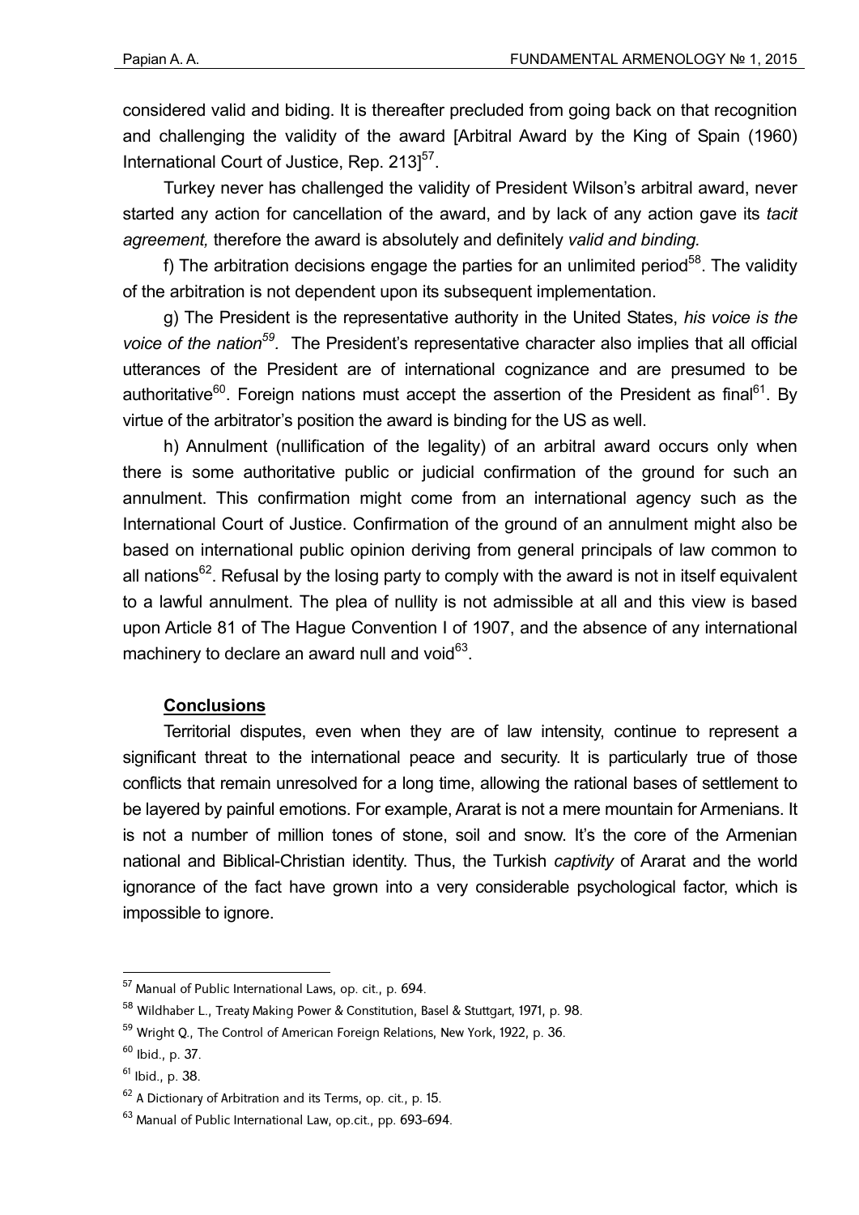considered valid and biding. It is thereafter precluded from going back on that recognition and challenging the validity of the award [Arbitral Award by the King of Spain (1960) International Court of Justice, Rep. 213][57].

Turkey never has challenged the validity of President Wilson's arbitral award, never started any action for cancellation of the award, and by lack of any action gave its *tacit agreement,* therefore the award is absolutely and definitely *valid and binding.*

f) The arbitration decisions engage the parties for an unlimited period[58]. The validity of the arbitration is not dependent upon its subsequent implementation.

g) The President is the representative authority in the United States, *his voice is the voice of the nation*[59]. The President's representative character also implies that all official utterances of the President are of international cognizance and are presumed to be authoritative[60]. Foreign nations must accept the assertion of the President as final[61]. By virtue of the arbitrator's position the award is binding for the US as well.

h) Annulment (nullification of the legality) of an arbitral award occurs only when there is some authoritative public or judicial confirmation of the ground for such an annulment. This confirmation might come from an international agency such as the International Court of Justice. Confirmation of the ground of an annulment might also be based on international public opinion deriving from general principals of law common to all nations[62]. Refusal by the losing party to comply with the award is not in itself equivalent to a lawful annulment. The plea of nullity is not admissible at all and this view is based upon Article 81 of The Hague Convention I of 1907, and the absence of any international machinery to declare an award null and void[63].

## Conclusions

Territorial disputes, even when they are of law intensity, continue to represent a significant threat to the international peace and security. It is particularly true of those conflicts that remain unresolved for a long time, allowing the rational bases of settlement to be layered by painful emotions. For example, Ararat is not a mere mountain for Armenians. It is not a number of million tones of stone, soil and snow. It's the core of the Armenian national and Biblical-Christian identity. Thus, the Turkish *captivity* of Ararat and the world ignorance of the fact have grown into a very considerable psychological factor, which is impossible to ignore.

---

[57] Manual of Public International Laws, op. cit., p. 694.

[58] Wildhaber L., Treaty Making Power & Constitution, Basel & Stuttgart, 1971, p. 98.

[59] Wright Q., The Control of American Foreign Relations, New York, 1922, p. 36.

[60] Ibid., p. 37.

[61] Ibid., p. 38.

[62] A Dictionary of Arbitration and its Terms, op. cit., p. 15.

[63] Manual of Public International Law, op.cit., pp. 693-694.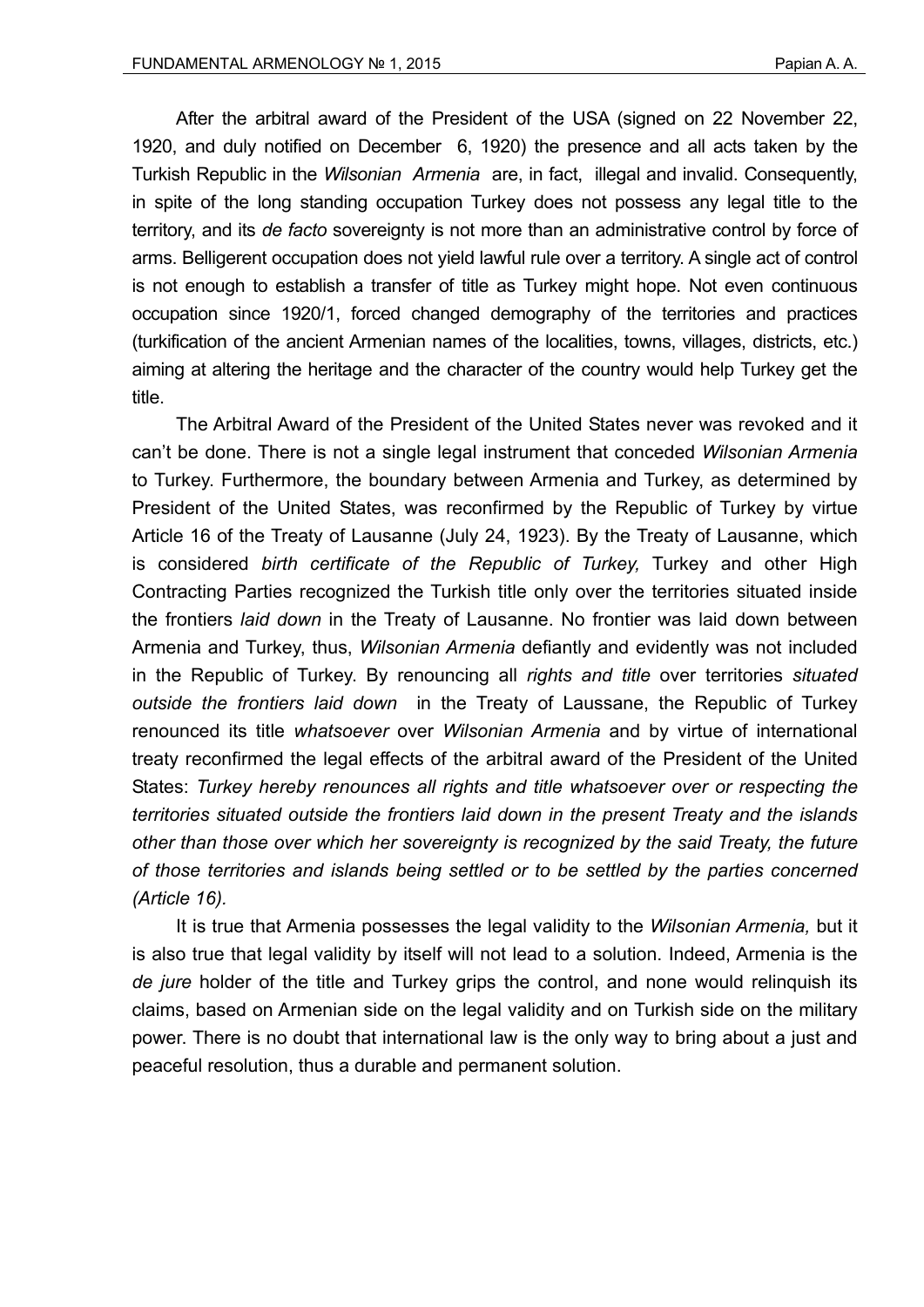After the arbitral award of the President of the USA (signed on 22 November 22, 1920, and duly notified on December 6, 1920) the presence and all acts taken by the Turkish Republic in the *Wilsonian Armenia* are, in fact, illegal and invalid. Consequently, in spite of the long standing occupation Turkey does not possess any legal title to the territory, and its *de facto* sovereignty is not more than an administrative control by force of arms. Belligerent occupation does not yield lawful rule over a territory. A single act of control is not enough to establish a transfer of title as Turkey might hope. Not even continuous occupation since 1920/1, forced changed demography of the territories and practices (turkification of the ancient Armenian names of the localities, towns, villages, districts, etc.) aiming at altering the heritage and the character of the country would help Turkey get the title.

The Arbitral Award of the President of the United States never was revoked and it can't be done. There is not a single legal instrument that conceded *Wilsonian Armenia* to Turkey. Furthermore, the boundary between Armenia and Turkey, as determined by President of the United States, was reconfirmed by the Republic of Turkey by virtue Article 16 of the Treaty of Lausanne (July 24, 1923). By the Treaty of Lausanne, which is considered *birth certificate of the Republic of Turkey,* Turkey and other High Contracting Parties recognized the Turkish title only over the territories situated inside the frontiers *laid down* in the Treaty of Lausanne. No frontier was laid down between Armenia and Turkey, thus, *Wilsonian Armenia* defiantly and evidently was not included in the Republic of Turkey. By renouncing all *rights and title* over territories *situated outside the frontiers laid down* in the Treaty of Laussane, the Republic of Turkey renounced its title *whatsoever* over *Wilsonian Armenia* and by virtue of international treaty reconfirmed the legal effects of the arbitral award of the President of the United States: *Turkey hereby renounces all rights and title whatsoever over or respecting the territories situated outside the frontiers laid down in the present Treaty and the islands other than those over which her sovereignty is recognized by the said Treaty, the future of those territories and islands being settled or to be settled by the parties concerned (Article 16).*

It is true that Armenia possesses the legal validity to the *Wilsonian Armenia,* but it is also true that legal validity by itself will not lead to a solution. Indeed, Armenia is the *de jure* holder of the title and Turkey grips the control, and none would relinquish its claims, based on Armenian side on the legal validity and on Turkish side on the military power. There is no doubt that international law is the only way to bring about a just and peaceful resolution, thus a durable and permanent solution.